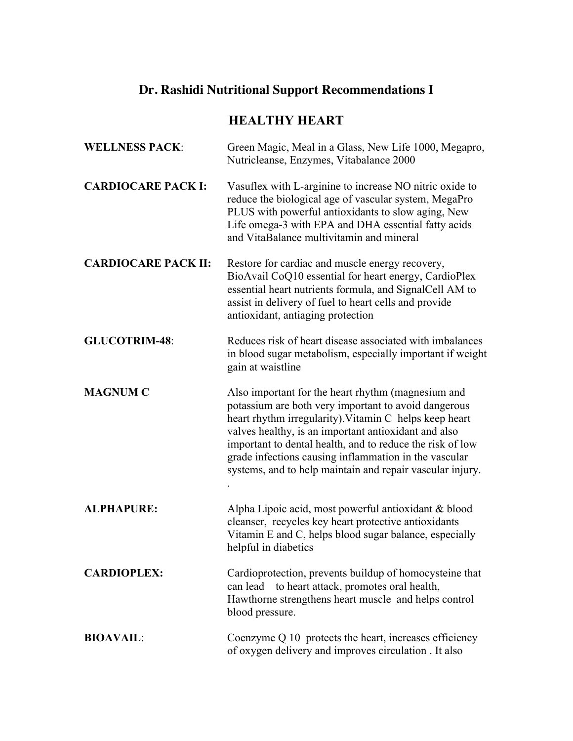# Dr. Rashidi Nutritional Support Recommendations I

## HEALTHY HEART

**WELLNESS PACK**: Green Magic, Meal in a Glass, New Life 1000, Megapro, Nutricleanse, Enzymes, Vitabalance 2000

**CARDIOCARE PACK I:** Vasuflex with L-arginine to increase NO nitric oxide to reduce the biological age of vascular system, MegaPro PLUS with powerful antioxidants to slow aging, New Life omega-3 with EPA and DHA essential fatty acids and VitaBalance multivitamin and mineral

**CARDIOCARE PACK II:** Restore for cardiac and muscle energy recovery, BioAvail CoQ10 essential for heart energy, CardioPlex essential heart nutrients formula, and SignalCell AM to assist in delivery of fuel to heart cells and provide antioxidant, antiaging protection

**GLUCOTRIM-48**: Reduces risk of heart disease associated with imbalances in blood sugar metabolism, especially important if weight gain at waistline

**MAGNUM C** Also important for the heart rhythm (magnesium and potassium are both very important to avoid dangerous heart rhythm irregularity).Vitamin C helps keep heart valves healthy, is an important antioxidant and also important to dental health, and to reduce the risk of low grade infections causing inflammation in the vascular systems, and to help maintain and repair vascular injury.
.

**ALPHAPURE:** Alpha Lipoic acid, most powerful antioxidant & blood cleanser, recycles key heart protective antioxidants Vitamin E and C, helps blood sugar balance, especially helpful in diabetics

**CARDIOPLEX:** Cardioprotection, prevents buildup of homocysteine that can lead to heart attack, promotes oral health, Hawthorne strengthens heart muscle and helps control blood pressure.

**BIOAVAIL**: Coenzyme Q 10 protects the heart, increases efficiency of oxygen delivery and improves circulation . It also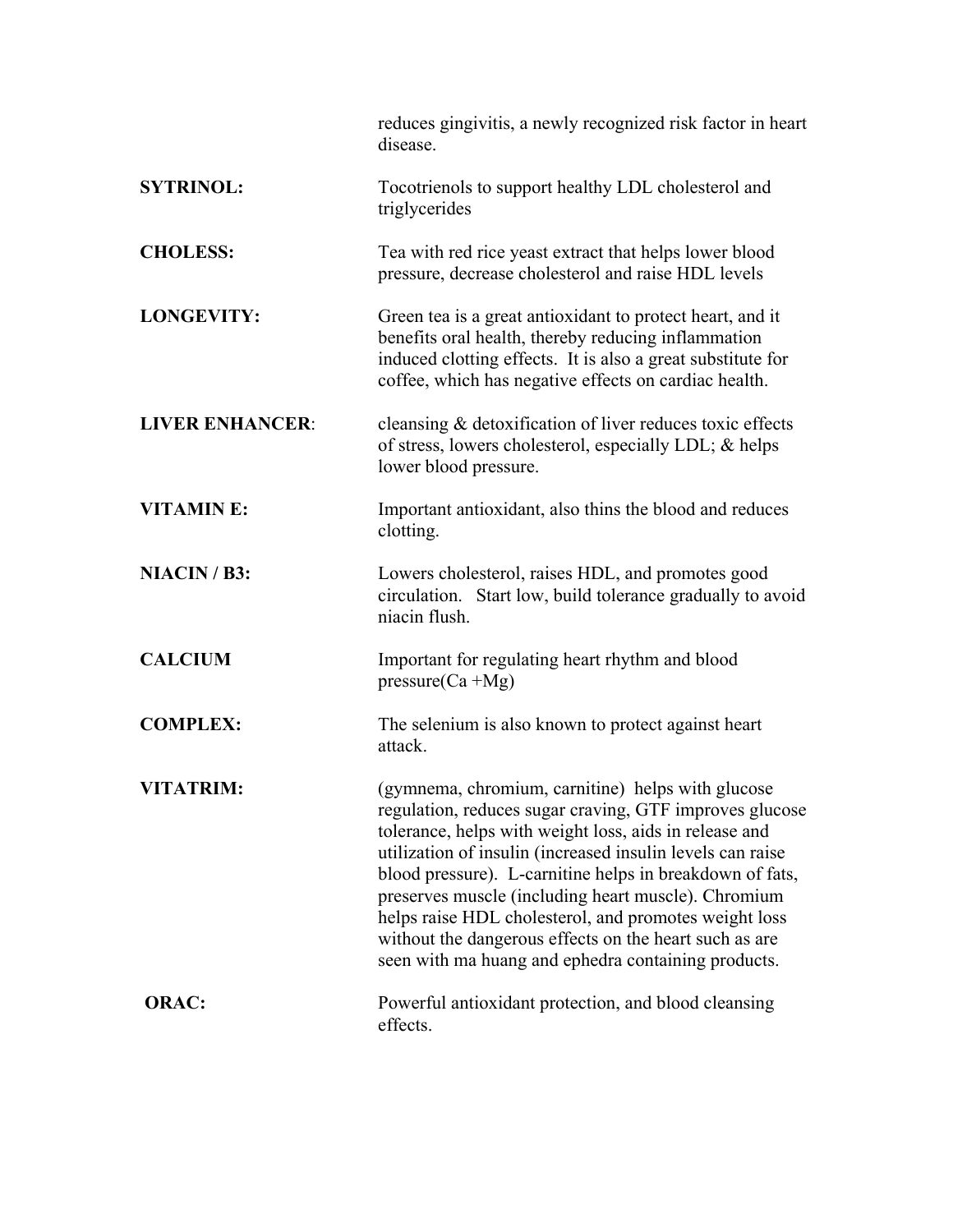reduces gingivitis, a newly recognized risk factor in heart disease.

**SYTRINOL:** Tocotrienols to support healthy LDL cholesterol and triglycerides

**CHOLESS:** Tea with red rice yeast extract that helps lower blood pressure, decrease cholesterol and raise HDL levels

**LONGEVITY:** Green tea is a great antioxidant to protect heart, and it benefits oral health, thereby reducing inflammation induced clotting effects. It is also a great substitute for coffee, which has negative effects on cardiac health.

**LIVER ENHANCER**: cleansing & detoxification of liver reduces toxic effects of stress, lowers cholesterol, especially LDL; & helps lower blood pressure.

**VITAMIN E:** Important antioxidant, also thins the blood and reduces clotting.

**NIACIN / B3:** Lowers cholesterol, raises HDL, and promotes good circulation. Start low, build tolerance gradually to avoid niacin flush.

**CALCIUM** Important for regulating heart rhythm and blood pressure(Ca +Mg)

**COMPLEX:** The selenium is also known to protect against heart attack.

**VITATRIM:** (gymnema, chromium, carnitine) helps with glucose regulation, reduces sugar craving, GTF improves glucose tolerance, helps with weight loss, aids in release and utilization of insulin (increased insulin levels can raise blood pressure). L-carnitine helps in breakdown of fats, preserves muscle (including heart muscle). Chromium helps raise HDL cholesterol, and promotes weight loss without the dangerous effects on the heart such as are seen with ma huang and ephedra containing products.

**ORAC:** Powerful antioxidant protection, and blood cleansing effects.